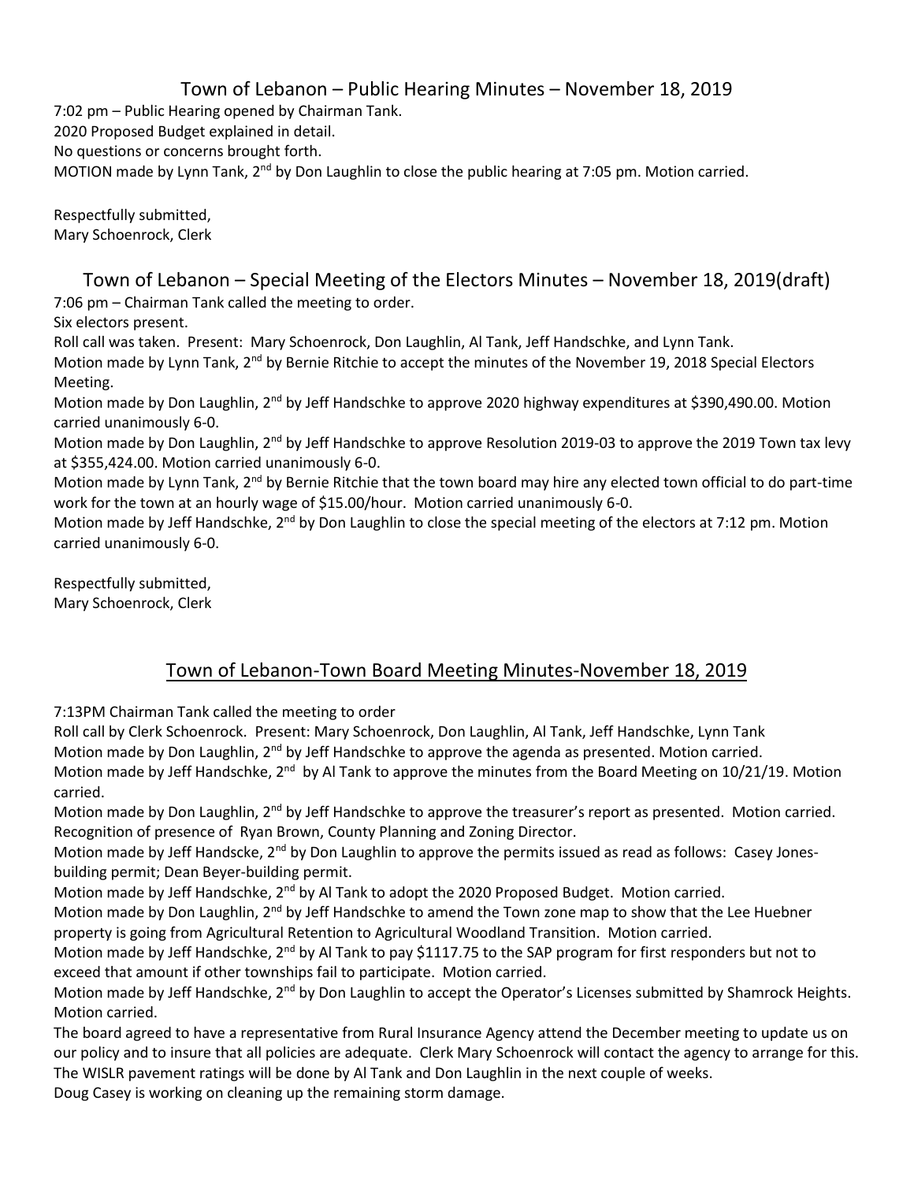## Town of Lebanon – Public Hearing Minutes – November 18, 2019

7:02 pm – Public Hearing opened by Chairman Tank.
2020 Proposed Budget explained in detail.
No questions or concerns brought forth.
MOTION made by Lynn Tank, 2nd by Don Laughlin to close the public hearing at 7:05 pm. Motion carried.

Respectfully submitted,
Mary Schoenrock, Clerk

## Town of Lebanon – Special Meeting of the Electors Minutes – November 18, 2019(draft)

7:06 pm – Chairman Tank called the meeting to order.
Six electors present.
Roll call was taken. Present: Mary Schoenrock, Don Laughlin, Al Tank, Jeff Handschke, and Lynn Tank.
Motion made by Lynn Tank, 2nd by Bernie Ritchie to accept the minutes of the November 19, 2018 Special Electors Meeting.
Motion made by Don Laughlin, 2nd by Jeff Handschke to approve 2020 highway expenditures at $390,490.00. Motion carried unanimously 6-0.
Motion made by Don Laughlin, 2nd by Jeff Handschke to approve Resolution 2019-03 to approve the 2019 Town tax levy at $355,424.00. Motion carried unanimously 6-0.
Motion made by Lynn Tank, 2nd by Bernie Ritchie that the town board may hire any elected town official to do part-time work for the town at an hourly wage of $15.00/hour. Motion carried unanimously 6-0.
Motion made by Jeff Handschke, 2nd by Don Laughlin to close the special meeting of the electors at 7:12 pm. Motion carried unanimously 6-0.

Respectfully submitted,
Mary Schoenrock, Clerk

## Town of Lebanon-Town Board Meeting Minutes-November 18, 2019

7:13PM Chairman Tank called the meeting to order
Roll call by Clerk Schoenrock. Present: Mary Schoenrock, Don Laughlin, Al Tank, Jeff Handschke, Lynn Tank
Motion made by Don Laughlin, 2nd by Jeff Handschke to approve the agenda as presented. Motion carried.
Motion made by Jeff Handschke, 2nd by Al Tank to approve the minutes from the Board Meeting on 10/21/19. Motion carried.
Motion made by Don Laughlin, 2nd by Jeff Handschke to approve the treasurer's report as presented. Motion carried.
Recognition of presence of Ryan Brown, County Planning and Zoning Director.
Motion made by Jeff Handscke, 2nd by Don Laughlin to approve the permits issued as read as follows: Casey Jones-building permit; Dean Beyer-building permit.
Motion made by Jeff Handschke, 2nd by Al Tank to adopt the 2020 Proposed Budget. Motion carried.
Motion made by Don Laughlin, 2nd by Jeff Handschke to amend the Town zone map to show that the Lee Huebner property is going from Agricultural Retention to Agricultural Woodland Transition. Motion carried.
Motion made by Jeff Handschke, 2nd by Al Tank to pay $1117.75 to the SAP program for first responders but not to exceed that amount if other townships fail to participate. Motion carried.
Motion made by Jeff Handschke, 2nd by Don Laughlin to accept the Operator's Licenses submitted by Shamrock Heights. Motion carried.
The board agreed to have a representative from Rural Insurance Agency attend the December meeting to update us on our policy and to insure that all policies are adequate. Clerk Mary Schoenrock will contact the agency to arrange for this.
The WISLR pavement ratings will be done by Al Tank and Don Laughlin in the next couple of weeks.
Doug Casey is working on cleaning up the remaining storm damage.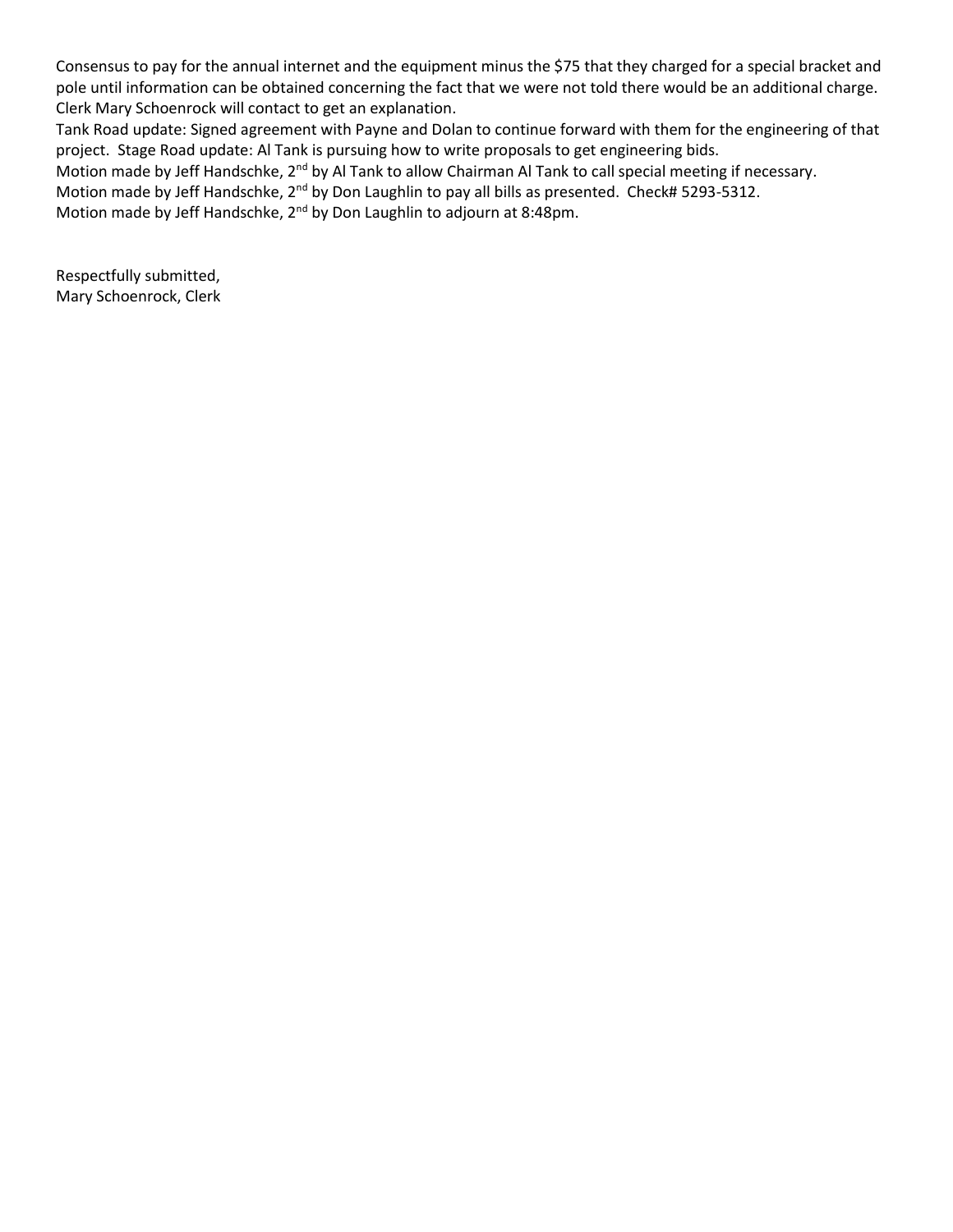Consensus to pay for the annual internet and the equipment minus the $75 that they charged for a special bracket and pole until information can be obtained concerning the fact that we were not told there would be an additional charge. Clerk Mary Schoenrock will contact to get an explanation.

Tank Road update: Signed agreement with Payne and Dolan to continue forward with them for the engineering of that project. Stage Road update: Al Tank is pursuing how to write proposals to get engineering bids.

Motion made by Jeff Handschke, 2nd by Al Tank to allow Chairman Al Tank to call special meeting if necessary.

Motion made by Jeff Handschke, 2nd by Don Laughlin to pay all bills as presented. Check# 5293-5312.

Motion made by Jeff Handschke, 2nd by Don Laughlin to adjourn at 8:48pm.

Respectfully submitted,
Mary Schoenrock, Clerk